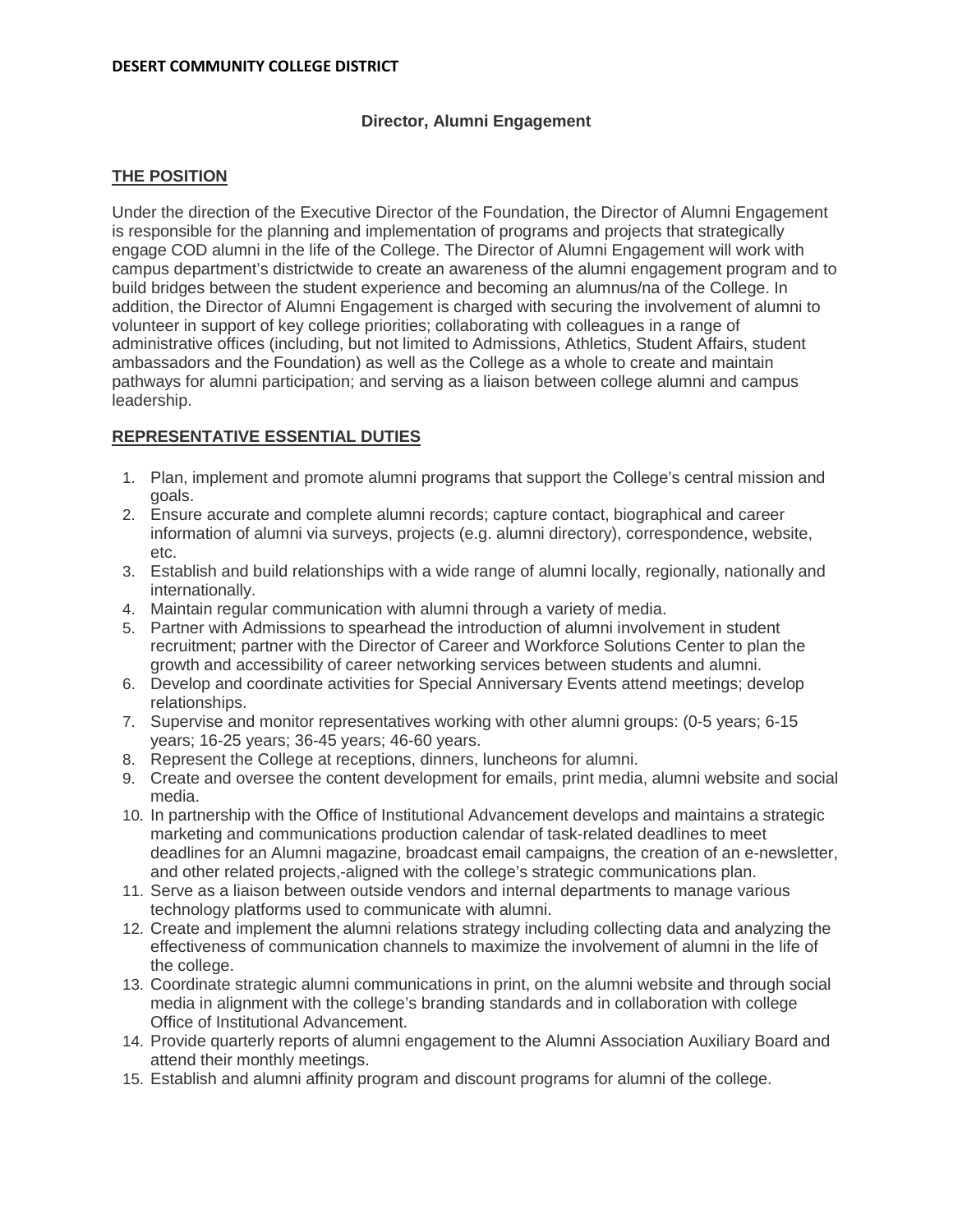**DESERT COMMUNITY COLLEGE DISTRICT**

# Director, Alumni Engagement

## THE POSITION

Under the direction of the Executive Director of the Foundation, the Director of Alumni Engagement is responsible for the planning and implementation of programs and projects that strategically engage COD alumni in the life of the College. The Director of Alumni Engagement will work with campus department's districtwide to create an awareness of the alumni engagement program and to build bridges between the student experience and becoming an alumnus/na of the College. In addition, the Director of Alumni Engagement is charged with securing the involvement of alumni to volunteer in support of key college priorities; collaborating with colleagues in a range of administrative offices (including, but not limited to Admissions, Athletics, Student Affairs, student ambassadors and the Foundation) as well as the College as a whole to create and maintain pathways for alumni participation; and serving as a liaison between college alumni and campus leadership.

## REPRESENTATIVE ESSENTIAL DUTIES

1. Plan, implement and promote alumni programs that support the College's central mission and goals.
2. Ensure accurate and complete alumni records; capture contact, biographical and career information of alumni via surveys, projects (e.g. alumni directory), correspondence, website, etc.
3. Establish and build relationships with a wide range of alumni locally, regionally, nationally and internationally.
4. Maintain regular communication with alumni through a variety of media.
5. Partner with Admissions to spearhead the introduction of alumni involvement in student recruitment; partner with the Director of Career and Workforce Solutions Center to plan the growth and accessibility of career networking services between students and alumni.
6. Develop and coordinate activities for Special Anniversary Events attend meetings; develop relationships.
7. Supervise and monitor representatives working with other alumni groups: (0-5 years; 6-15 years; 16-25 years; 36-45 years; 46-60 years.
8. Represent the College at receptions, dinners, luncheons for alumni.
9. Create and oversee the content development for emails, print media, alumni website and social media.
10. In partnership with the Office of Institutional Advancement develops and maintains a strategic marketing and communications production calendar of task-related deadlines to meet deadlines for an Alumni magazine, broadcast email campaigns, the creation of an e-newsletter, and other related projects,-aligned with the college's strategic communications plan.
11. Serve as a liaison between outside vendors and internal departments to manage various technology platforms used to communicate with alumni.
12. Create and implement the alumni relations strategy including collecting data and analyzing the effectiveness of communication channels to maximize the involvement of alumni in the life of the college.
13. Coordinate strategic alumni communications in print, on the alumni website and through social media in alignment with the college's branding standards and in collaboration with college Office of Institutional Advancement.
14. Provide quarterly reports of alumni engagement to the Alumni Association Auxiliary Board and attend their monthly meetings.
15. Establish and alumni affinity program and discount programs for alumni of the college.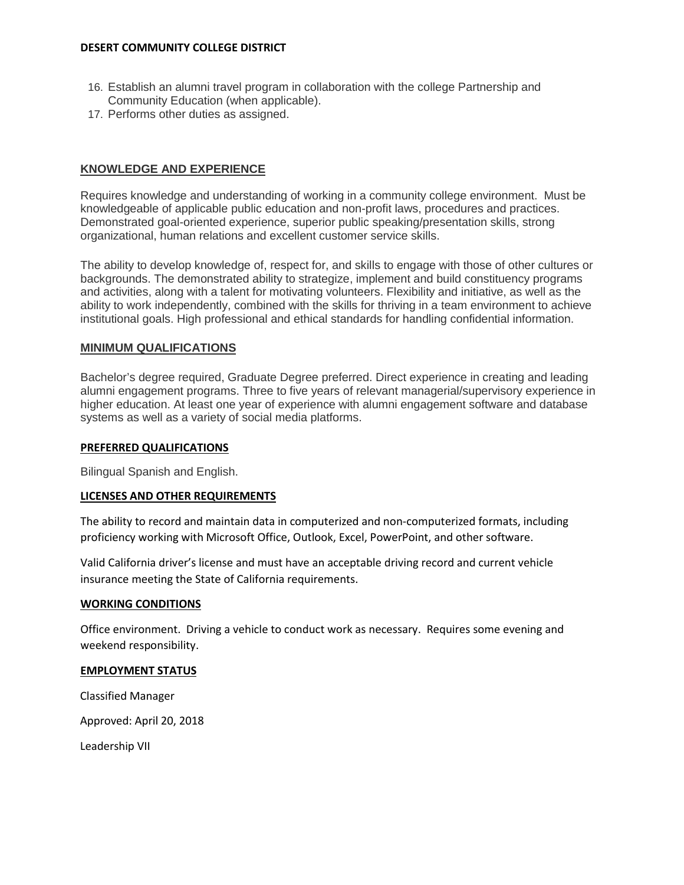16. Establish an alumni travel program in collaboration with the college Partnership and Community Education (when applicable).
17. Performs other duties as assigned.

## KNOWLEDGE AND EXPERIENCE

Requires knowledge and understanding of working in a community college environment. Must be knowledgeable of applicable public education and non-profit laws, procedures and practices. Demonstrated goal-oriented experience, superior public speaking/presentation skills, strong organizational, human relations and excellent customer service skills.

The ability to develop knowledge of, respect for, and skills to engage with those of other cultures or backgrounds. The demonstrated ability to strategize, implement and build constituency programs and activities, along with a talent for motivating volunteers. Flexibility and initiative, as well as the ability to work independently, combined with the skills for thriving in a team environment to achieve institutional goals. High professional and ethical standards for handling confidential information.

## MINIMUM QUALIFICATIONS

Bachelor's degree required, Graduate Degree preferred. Direct experience in creating and leading alumni engagement programs. Three to five years of relevant managerial/supervisory experience in higher education. At least one year of experience with alumni engagement software and database systems as well as a variety of social media platforms.

## PREFERRED QUALIFICATIONS

Bilingual Spanish and English.

## LICENSES AND OTHER REQUIREMENTS

The ability to record and maintain data in computerized and non-computerized formats, including proficiency working with Microsoft Office, Outlook, Excel, PowerPoint, and other software.

Valid California driver's license and must have an acceptable driving record and current vehicle insurance meeting the State of California requirements.

## WORKING CONDITIONS

Office environment. Driving a vehicle to conduct work as necessary. Requires some evening and weekend responsibility.

## EMPLOYMENT STATUS

Classified Manager

Approved: April 20, 2018

Leadership VII